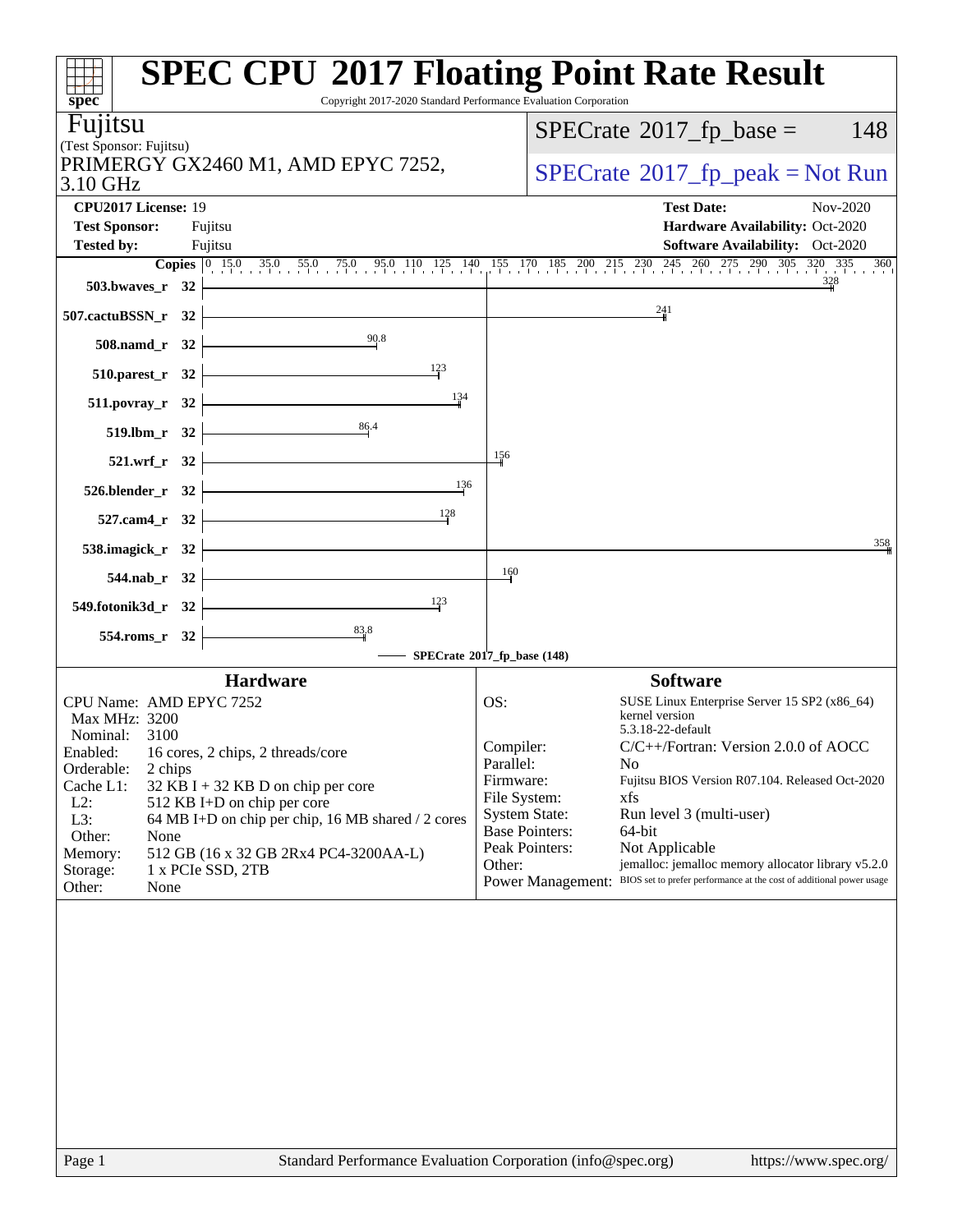# SPEC CPU 2017 Floating Point Rate Result

Copyright 2017-2020 Standard Performance Evaluation Corporation

**Fujitsu**
(Test Sponsor: Fujitsu)
PRIMERGY GX2460 M1, AMD EPYC 7252, 3.10 GHz

SPECrate 2017_fp_base = 148
SPECrate 2017_fp_peak = Not Run

| | | | |
|---|---|---|---|
| **CPU2017 License:** | 19 | **Test Date:** | Nov-2020 |
| **Test Sponsor:** | Fujitsu | **Hardware Availability:** | Oct-2020 |
| **Tested by:** | Fujitsu | **Software Availability:** | Oct-2020 |

| Benchmark | Copies | SPECrate 2017_fp_base |
|---|---|---|
| 503.bwaves_r | 32 | 328 |
| 507.cactuBSSN_r | 32 | 241 |
| 508.namd_r | 32 | 90.8 |
| 510.parest_r | 32 | 123 |
| 511.povray_r | 32 | 134 |
| 519.lbm_r | 32 | 86.4 |
| 521.wrf_r | 32 | 156 |
| 526.blender_r | 32 | 136 |
| 527.cam4_r | 32 | 128 |
| 538.imagick_r | 32 | 358 |
| 544.nab_r | 32 | 160 |
| 549.fotonik3d_r | 32 | 123 |
| 554.roms_r | 32 | 83.8 |

SPECrate 2017_fp_base (148)

## Hardware

- **CPU Name:** AMD EPYC 7252
- **Max MHz:** 3200
- **Nominal:** 3100
- **Enabled:** 16 cores, 2 chips, 2 threads/core
- **Orderable:** 2 chips
- **Cache L1:** 32 KB I + 32 KB D on chip per core
- **L2:** 512 KB I+D on chip per core
- **L3:** 64 MB I+D on chip per chip, 16 MB shared / 2 cores
- **Other:** None
- **Memory:** 512 GB (16 x 32 GB 2Rx4 PC4-3200AA-L)
- **Storage:** 1 x PCIe SSD, 2TB
- **Other:** None

## Software

- **OS:** SUSE Linux Enterprise Server 15 SP2 (x86_64) kernel version 5.3.18-22-default
- **Compiler:** C/C++/Fortran: Version 2.0.0 of AOCC
- **Parallel:** No
- **Firmware:** Fujitsu BIOS Version R07.104. Released Oct-2020
- **File System:** xfs
- **System State:** Run level 3 (multi-user)
- **Base Pointers:** 64-bit
- **Peak Pointers:** Not Applicable
- **Other:** jemalloc: jemalloc memory allocator library v5.2.0
- **Power Management:** BIOS set to prefer performance at the cost of additional power usage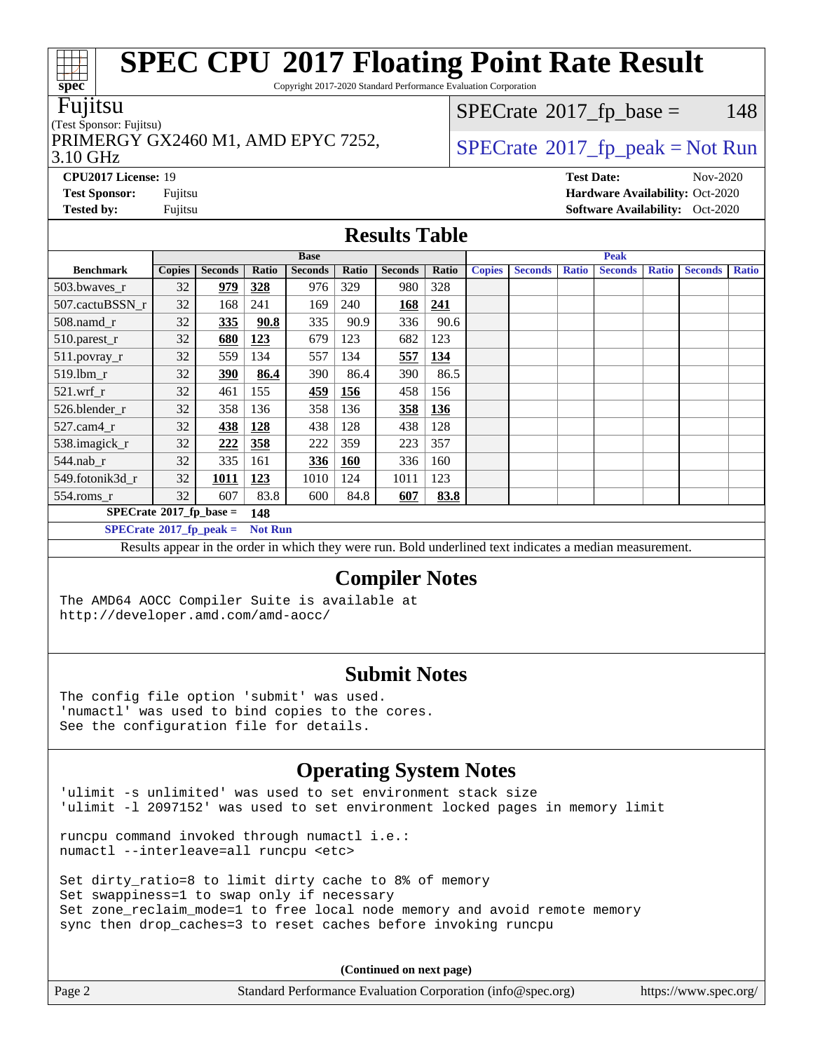# SPEC CPU 2017 Floating Point Rate Result

Copyright 2017-2020 Standard Performance Evaluation Corporation

**Fujitsu**

(Test Sponsor: Fujitsu)

PRIMERGY GX2460 M1, AMD EPYC 7252, 3.10 GHz

SPECrate 2017_fp_base = 148

SPECrate 2017_fp_peak = Not Run

**CPU2017 License:** 19
**Test Sponsor:** Fujitsu
**Tested by:** Fujitsu

**Test Date:** Nov-2020
**Hardware Availability:** Oct-2020
**Software Availability:** Oct-2020

## Results Table

| Benchmark | Base | | | | | | | Peak | | | | | | |
|---|---|---|---|---|---|---|---|---|---|---|---|---|---|---|
| | Copies | Seconds | Ratio | Seconds | Ratio | Seconds | Ratio | Copies | Seconds | Ratio | Seconds | Ratio | Seconds | Ratio |
| 503.bwaves_r | 32 | **979** | **328** | 976 | 329 | 980 | 328 | | | | | | | |
| 507.cactuBSSN_r | 32 | 168 | 241 | 169 | 240 | **168** | **241** | | | | | | | |
| 508.namd_r | 32 | **335** | **90.8** | 335 | 90.9 | 336 | 90.6 | | | | | | | |
| 510.parest_r | 32 | **680** | **123** | 679 | 123 | 682 | 123 | | | | | | | |
| 511.povray_r | 32 | 559 | 134 | 557 | 134 | **557** | **134** | | | | | | | |
| 519.lbm_r | 32 | **390** | **86.4** | 390 | 86.4 | 390 | 86.5 | | | | | | | |
| 521.wrf_r | 32 | 461 | 155 | **459** | **156** | 458 | 156 | | | | | | | |
| 526.blender_r | 32 | 358 | 136 | 358 | 136 | **358** | **136** | | | | | | | |
| 527.cam4_r | 32 | **438** | **128** | 438 | 128 | 438 | 128 | | | | | | | |
| 538.imagick_r | 32 | **222** | **358** | 222 | 359 | 223 | 357 | | | | | | | |
| 544.nab_r | 32 | 335 | 161 | **336** | **160** | 336 | 160 | | | | | | | |
| 549.fotonik3d_r | 32 | **1011** | **123** | 1010 | 124 | 1011 | 123 | | | | | | | |
| 554.roms_r | 32 | 607 | 83.8 | 600 | 84.8 | **607** | **83.8** | | | | | | | |

**SPECrate 2017_fp_base = 148**

**SPECrate 2017_fp_peak = Not Run**

Results appear in the order in which they were run. Bold underlined text indicates a median measurement.

## Compiler Notes

```
The AMD64 AOCC Compiler Suite is available at
http://developer.amd.com/amd-aocc/
```

## Submit Notes

```
The config file option 'submit' was used.
'numactl' was used to bind copies to the cores.
See the configuration file for details.
```

## Operating System Notes

```
'ulimit -s unlimited' was used to set environment stack size
'ulimit -l 2097152' was used to set environment locked pages in memory limit

runcpu command invoked through numactl i.e.:
numactl --interleave=all runcpu <etc>

Set dirty_ratio=8 to limit dirty cache to 8% of memory
Set swappiness=1 to swap only if necessary
Set zone_reclaim_mode=1 to free local node memory and avoid remote memory
sync then drop_caches=3 to reset caches before invoking runcpu
```

**(Continued on next page)**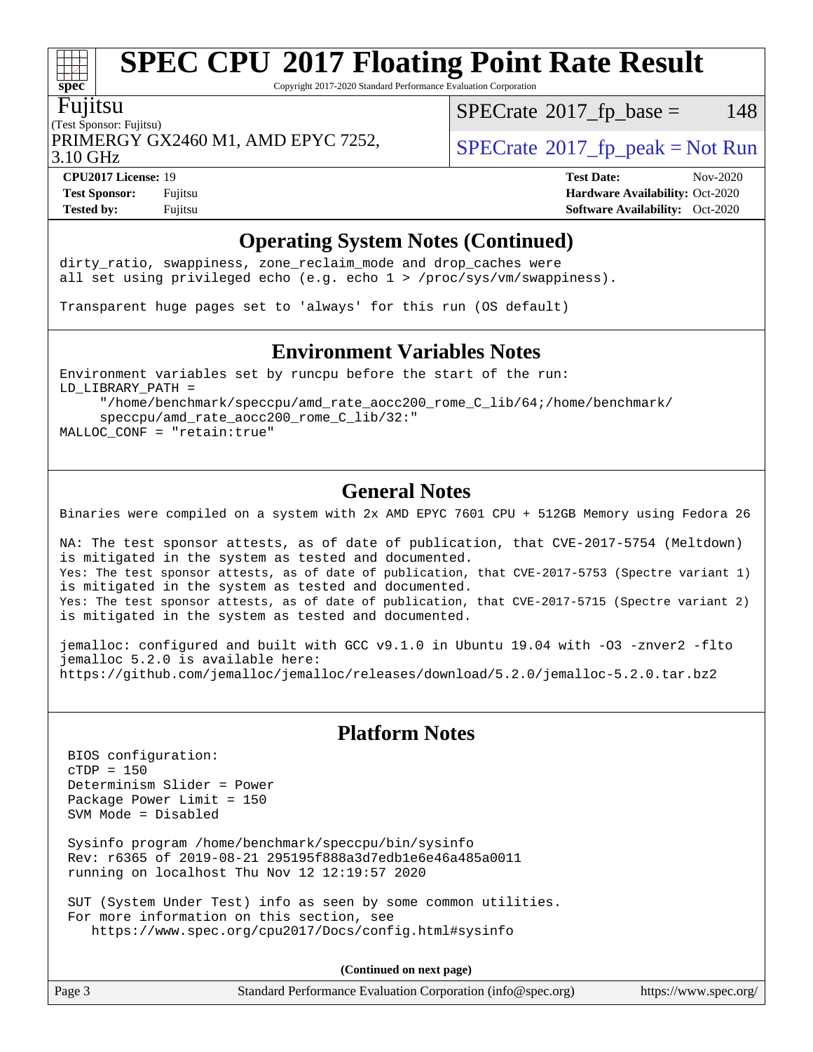# SPEC CPU 2017 Floating Point Rate Result

Copyright 2017-2020 Standard Performance Evaluation Corporation

Fujitsu
(Test Sponsor: Fujitsu)
PRIMERGY GX2460 M1, AMD EPYC 7252, 3.10 GHz

SPECrate 2017_fp_base = 148

SPECrate 2017_fp_peak = Not Run

**CPU2017 License:** 19
**Test Sponsor:** Fujitsu
**Tested by:** Fujitsu

**Test Date:** Nov-2020
**Hardware Availability:** Oct-2020
**Software Availability:** Oct-2020

## Operating System Notes (Continued)

```
dirty_ratio, swappiness, zone_reclaim_mode and drop_caches were
all set using privileged echo (e.g. echo 1 > /proc/sys/vm/swappiness).

Transparent huge pages set to 'always' for this run (OS default)
```

## Environment Variables Notes

```
Environment variables set by runcpu before the start of the run:
LD_LIBRARY_PATH =
     "/home/benchmark/speccpu/amd_rate_aocc200_rome_C_lib/64;/home/benchmark/
     speccpu/amd_rate_aocc200_rome_C_lib/32:"
MALLOC_CONF = "retain:true"
```

## General Notes

```
Binaries were compiled on a system with 2x AMD EPYC 7601 CPU + 512GB Memory using Fedora 26

NA: The test sponsor attests, as of date of publication, that CVE-2017-5754 (Meltdown)
is mitigated in the system as tested and documented.
Yes: The test sponsor attests, as of date of publication, that CVE-2017-5753 (Spectre variant 1)
is mitigated in the system as tested and documented.
Yes: The test sponsor attests, as of date of publication, that CVE-2017-5715 (Spectre variant 2)
is mitigated in the system as tested and documented.

jemalloc: configured and built with GCC v9.1.0 in Ubuntu 19.04 with -O3 -znver2 -flto
jemalloc 5.2.0 is available here:
https://github.com/jemalloc/jemalloc/releases/download/5.2.0/jemalloc-5.2.0.tar.bz2
```

## Platform Notes

```
BIOS configuration:
cTDP = 150
Determinism Slider = Power
Package Power Limit = 150
SVM Mode = Disabled

Sysinfo program /home/benchmark/speccpu/bin/sysinfo
Rev: r6365 of 2019-08-21 295195f888a3d7edb1e6e46a485a0011
running on localhost Thu Nov 12 12:19:57 2020

SUT (System Under Test) info as seen by some common utilities.
For more information on this section, see
   https://www.spec.org/cpu2017/Docs/config.html#sysinfo
```

**(Continued on next page)**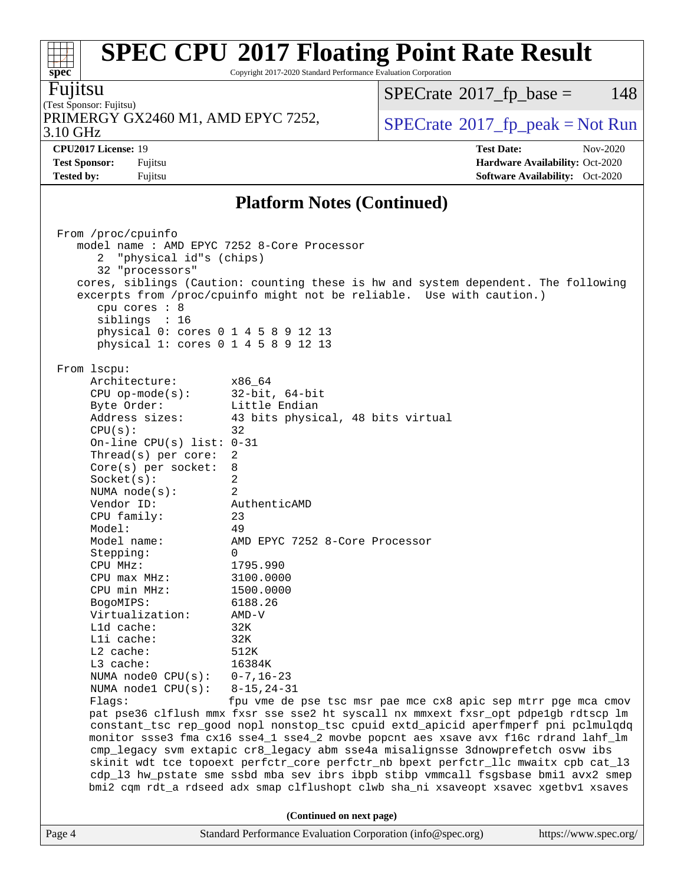# SPEC CPU 2017 Floating Point Rate Result

Copyright 2017-2020 Standard Performance Evaluation Corporation

**Fujitsu**

(Test Sponsor: Fujitsu)

PRIMERGY GX2460 M1, AMD EPYC 7252, 3.10 GHz

SPECrate 2017_fp_base = 148

SPECrate 2017_fp_peak = Not Run

**CPU2017 License:** 19
**Test Sponsor:** Fujitsu
**Tested by:** Fujitsu

**Test Date:** Nov-2020
**Hardware Availability:** Oct-2020
**Software Availability:** Oct-2020

## Platform Notes (Continued)

```
From /proc/cpuinfo
   model name : AMD EPYC 7252 8-Core Processor
      2  "physical id"s (chips)
      32 "processors"
   cores, siblings (Caution: counting these is hw and system dependent. The following
   excerpts from /proc/cpuinfo might not be reliable.  Use with caution.)
      cpu cores : 8
      siblings  : 16
      physical 0: cores 0 1 4 5 8 9 12 13
      physical 1: cores 0 1 4 5 8 9 12 13

From lscpu:
     Architecture:        x86_64
     CPU op-mode(s):      32-bit, 64-bit
     Byte Order:          Little Endian
     Address sizes:       43 bits physical, 48 bits virtual
     CPU(s):              32
     On-line CPU(s) list: 0-31
     Thread(s) per core:  2
     Core(s) per socket:  8
     Socket(s):           2
     NUMA node(s):        2
     Vendor ID:           AuthenticAMD
     CPU family:          23
     Model:               49
     Model name:          AMD EPYC 7252 8-Core Processor
     Stepping:            0
     CPU MHz:             1795.990
     CPU max MHz:         3100.0000
     CPU min MHz:         1500.0000
     BogoMIPS:            6188.26
     Virtualization:      AMD-V
     L1d cache:           32K
     L1i cache:           32K
     L2 cache:            512K
     L3 cache:            16384K
     NUMA node0 CPU(s):   0-7,16-23
     NUMA node1 CPU(s):   8-15,24-31
     Flags:               fpu vme de pse tsc msr pae mce cx8 apic sep mtrr pge mca cmov
     pat pse36 clflush mmx fxsr sse sse2 ht syscall nx mmxext fxsr_opt pdpe1gb rdtscp lm
     constant_tsc rep_good nopl nonstop_tsc cpuid extd_apicid aperfmperf pni pclmulqdq
     monitor ssse3 fma cx16 sse4_1 sse4_2 movbe popcnt aes xsave avx f16c rdrand lahf_lm
     cmp_legacy svm extapic cr8_legacy abm sse4a misalignsse 3dnowprefetch osvw ibs
     skinit wdt tce topoext perfctr_core perfctr_nb bpext perfctr_llc mwaitx cpb cat_l3
     cdp_l3 hw_pstate sme ssbd mba sev ibrs ibpb stibp vmmcall fsgsbase bmi1 avx2 smep
     bmi2 cqm rdt_a rdseed adx smap clflushopt clwb sha_ni xsaveopt xsavec xgetbv1 xsaves
```

**(Continued on next page)**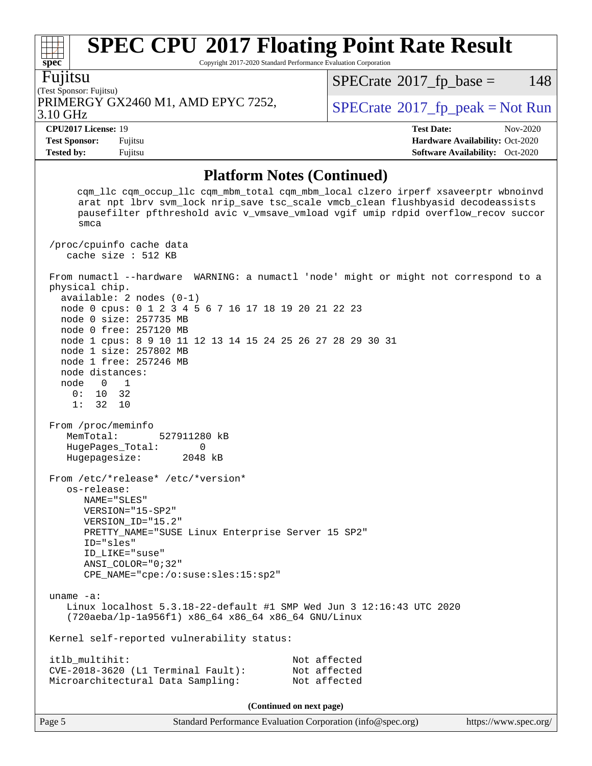# SPEC CPU 2017 Floating Point Rate Result

Copyright 2017-2020 Standard Performance Evaluation Corporation

**Fujitsu**
(Test Sponsor: Fujitsu)
PRIMERGY GX2460 M1, AMD EPYC 7252, 3.10 GHz

SPECrate 2017_fp_base = 148
SPECrate 2017_fp_peak = Not Run

| | | | |
|---|---|---|---|
| **CPU2017 License:** | 19 | **Test Date:** | Nov-2020 |
| **Test Sponsor:** | Fujitsu | **Hardware Availability:** | Oct-2020 |
| **Tested by:** | Fujitsu | **Software Availability:** | Oct-2020 |

## Platform Notes (Continued)

```
      cqm_llc cqm_occup_llc cqm_mbm_total cqm_mbm_local clzero irperf xsaveerptr wbnoinvd
      arat npt lbrv svm_lock nrip_save tsc_scale vmcb_clean flushbyasid decodeassists
      pausefilter pfthreshold avic v_vmsave_vmload vgif umip rdpid overflow_recov succor
      smca

 /proc/cpuinfo cache data
    cache size : 512 KB

 From numactl --hardware  WARNING: a numactl 'node' might or might not correspond to a
 physical chip.
   available: 2 nodes (0-1)
   node 0 cpus: 0 1 2 3 4 5 6 7 16 17 18 19 20 21 22 23
   node 0 size: 257735 MB
   node 0 free: 257120 MB
   node 1 cpus: 8 9 10 11 12 13 14 15 24 25 26 27 28 29 30 31
   node 1 size: 257802 MB
   node 1 free: 257246 MB
   node distances:
   node   0   1
     0:  10  32
     1:  32  10

 From /proc/meminfo
    MemTotal:       527911280 kB
    HugePages_Total:       0
    Hugepagesize:       2048 kB

 From /etc/*release* /etc/*version*
    os-release:
       NAME="SLES"
       VERSION="15-SP2"
       VERSION_ID="15.2"
       PRETTY_NAME="SUSE Linux Enterprise Server 15 SP2"
       ID="sles"
       ID_LIKE="suse"
       ANSI_COLOR="0;32"
       CPE_NAME="cpe:/o:suse:sles:15:sp2"

 uname -a:
    Linux localhost 5.3.18-22-default #1 SMP Wed Jun 3 12:16:43 UTC 2020
    (720aeba/lp-1a956f1) x86_64 x86_64 x86_64 GNU/Linux

 Kernel self-reported vulnerability status:

 itlb_multihit:                           Not affected
 CVE-2018-3620 (L1 Terminal Fault):       Not affected
 Microarchitectural Data Sampling:        Not affected
```

**(Continued on next page)**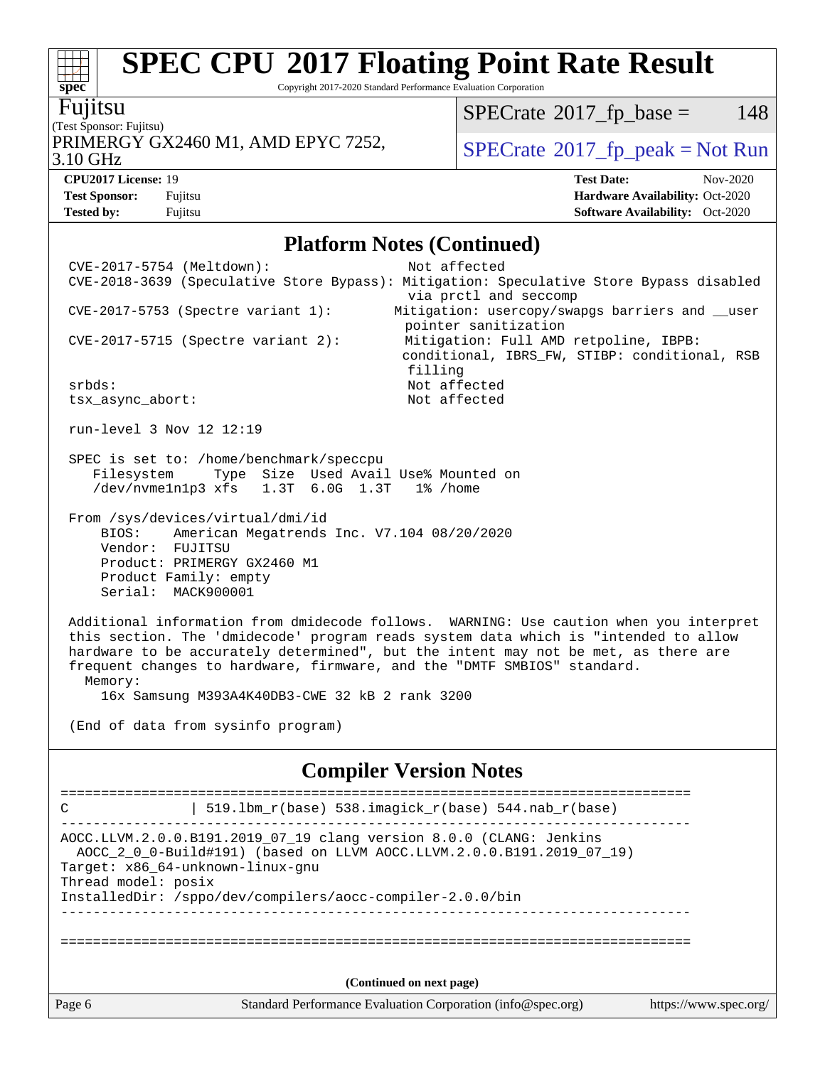## Platform Notes (Continued)

```
CVE-2017-5754 (Meltdown):                      Not affected
CVE-2018-3639 (Speculative Store Bypass): Mitigation: Speculative Store Bypass disabled
                                               via prctl and seccomp
CVE-2017-5753 (Spectre variant 1):         Mitigation: usercopy/swapgs barriers and __user
                                               pointer sanitization
CVE-2017-5715 (Spectre variant 2):          Mitigation: Full AMD retpoline, IBPB:
                                               conditional, IBRS_FW, STIBP: conditional, RSB
                                               filling
srbds:                                         Not affected
tsx_async_abort:                               Not affected

run-level 3 Nov 12 12:19

SPEC is set to: /home/benchmark/speccpu
   Filesystem     Type  Size  Used Avail Use% Mounted on
   /dev/nvme1n1p3 xfs   1.3T  6.0G  1.3T   1% /home

From /sys/devices/virtual/dmi/id
    BIOS:    American Megatrends Inc. V7.104 08/20/2020
    Vendor:  FUJITSU
    Product: PRIMERGY GX2460 M1
    Product Family: empty
    Serial:  MACK900001

Additional information from dmidecode follows.  WARNING: Use caution when you interpret
this section. The 'dmidecode' program reads system data which is "intended to allow
hardware to be accurately determined", but the intent may not be met, as there are
frequent changes to hardware, firmware, and the "DMTF SMBIOS" standard.
  Memory:
    16x Samsung M393A4K40DB3-CWE 32 kB 2 rank 3200

(End of data from sysinfo program)
```

## Compiler Version Notes

```
==============================================================================
C               | 519.lbm_r(base) 538.imagick_r(base) 544.nab_r(base)
------------------------------------------------------------------------------
AOCC.LLVM.2.0.0.B191.2019_07_19 clang version 8.0.0 (CLANG: Jenkins
  AOCC_2_0_0-Build#191) (based on LLVM AOCC.LLVM.2.0.0.B191.2019_07_19)
Target: x86_64-unknown-linux-gnu
Thread model: posix
InstalledDir: /sppo/dev/compilers/aocc-compiler-2.0.0/bin
------------------------------------------------------------------------------

==============================================================================
```

(Continued on next page)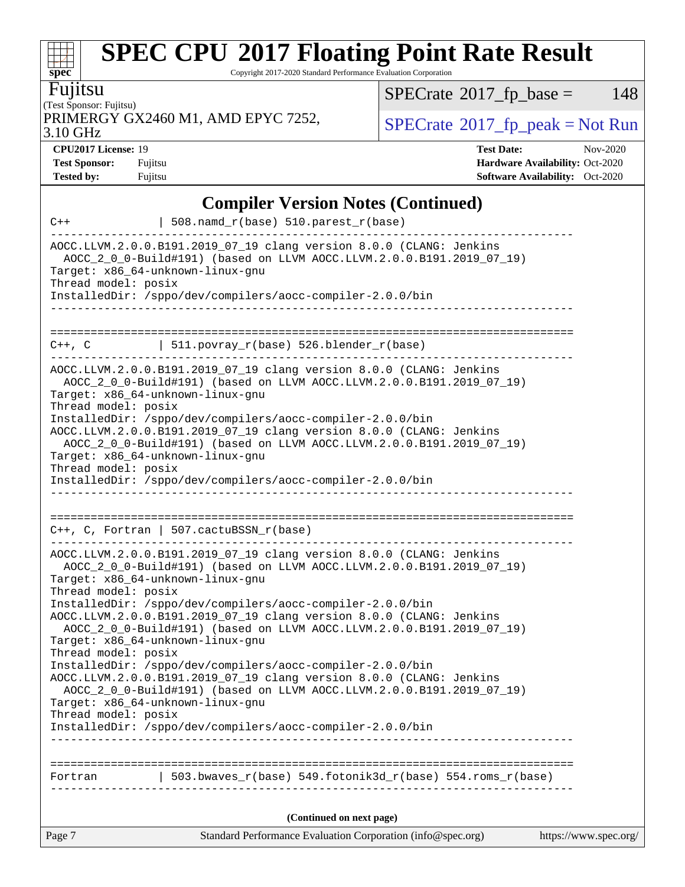# SPEC CPU 2017 Floating Point Rate Result

Copyright 2017-2020 Standard Performance Evaluation Corporation

**Fujitsu**
(Test Sponsor: Fujitsu)
PRIMERGY GX2460 M1, AMD EPYC 7252, 3.10 GHz

SPECrate 2017_fp_base = 148
SPECrate 2017_fp_peak = Not Run

**CPU2017 License:** 19
**Test Sponsor:** Fujitsu
**Tested by:** Fujitsu

**Test Date:** Nov-2020
**Hardware Availability:** Oct-2020
**Software Availability:** Oct-2020

## Compiler Version Notes (Continued)

```
C++             | 508.namd_r(base) 510.parest_r(base)
------------------------------------------------------------------------------
AOCC.LLVM.2.0.0.B191.2019_07_19 clang version 8.0.0 (CLANG: Jenkins
  AOCC_2_0_0-Build#191) (based on LLVM AOCC.LLVM.2.0.0.B191.2019_07_19)
Target: x86_64-unknown-linux-gnu
Thread model: posix
InstalledDir: /sppo/dev/compilers/aocc-compiler-2.0.0/bin
------------------------------------------------------------------------------

==============================================================================
C++, C          | 511.povray_r(base) 526.blender_r(base)
------------------------------------------------------------------------------
AOCC.LLVM.2.0.0.B191.2019_07_19 clang version 8.0.0 (CLANG: Jenkins
  AOCC_2_0_0-Build#191) (based on LLVM AOCC.LLVM.2.0.0.B191.2019_07_19)
Target: x86_64-unknown-linux-gnu
Thread model: posix
InstalledDir: /sppo/dev/compilers/aocc-compiler-2.0.0/bin
AOCC.LLVM.2.0.0.B191.2019_07_19 clang version 8.0.0 (CLANG: Jenkins
  AOCC_2_0_0-Build#191) (based on LLVM AOCC.LLVM.2.0.0.B191.2019_07_19)
Target: x86_64-unknown-linux-gnu
Thread model: posix
InstalledDir: /sppo/dev/compilers/aocc-compiler-2.0.0/bin
------------------------------------------------------------------------------

==============================================================================
C++, C, Fortran | 507.cactuBSSN_r(base)
------------------------------------------------------------------------------
AOCC.LLVM.2.0.0.B191.2019_07_19 clang version 8.0.0 (CLANG: Jenkins
  AOCC_2_0_0-Build#191) (based on LLVM AOCC.LLVM.2.0.0.B191.2019_07_19)
Target: x86_64-unknown-linux-gnu
Thread model: posix
InstalledDir: /sppo/dev/compilers/aocc-compiler-2.0.0/bin
AOCC.LLVM.2.0.0.B191.2019_07_19 clang version 8.0.0 (CLANG: Jenkins
  AOCC_2_0_0-Build#191) (based on LLVM AOCC.LLVM.2.0.0.B191.2019_07_19)
Target: x86_64-unknown-linux-gnu
Thread model: posix
InstalledDir: /sppo/dev/compilers/aocc-compiler-2.0.0/bin
AOCC.LLVM.2.0.0.B191.2019_07_19 clang version 8.0.0 (CLANG: Jenkins
  AOCC_2_0_0-Build#191) (based on LLVM AOCC.LLVM.2.0.0.B191.2019_07_19)
Target: x86_64-unknown-linux-gnu
Thread model: posix
InstalledDir: /sppo/dev/compilers/aocc-compiler-2.0.0/bin
------------------------------------------------------------------------------

==============================================================================
Fortran         | 503.bwaves_r(base) 549.fotonik3d_r(base) 554.roms_r(base)
------------------------------------------------------------------------------
```

**(Continued on next page)**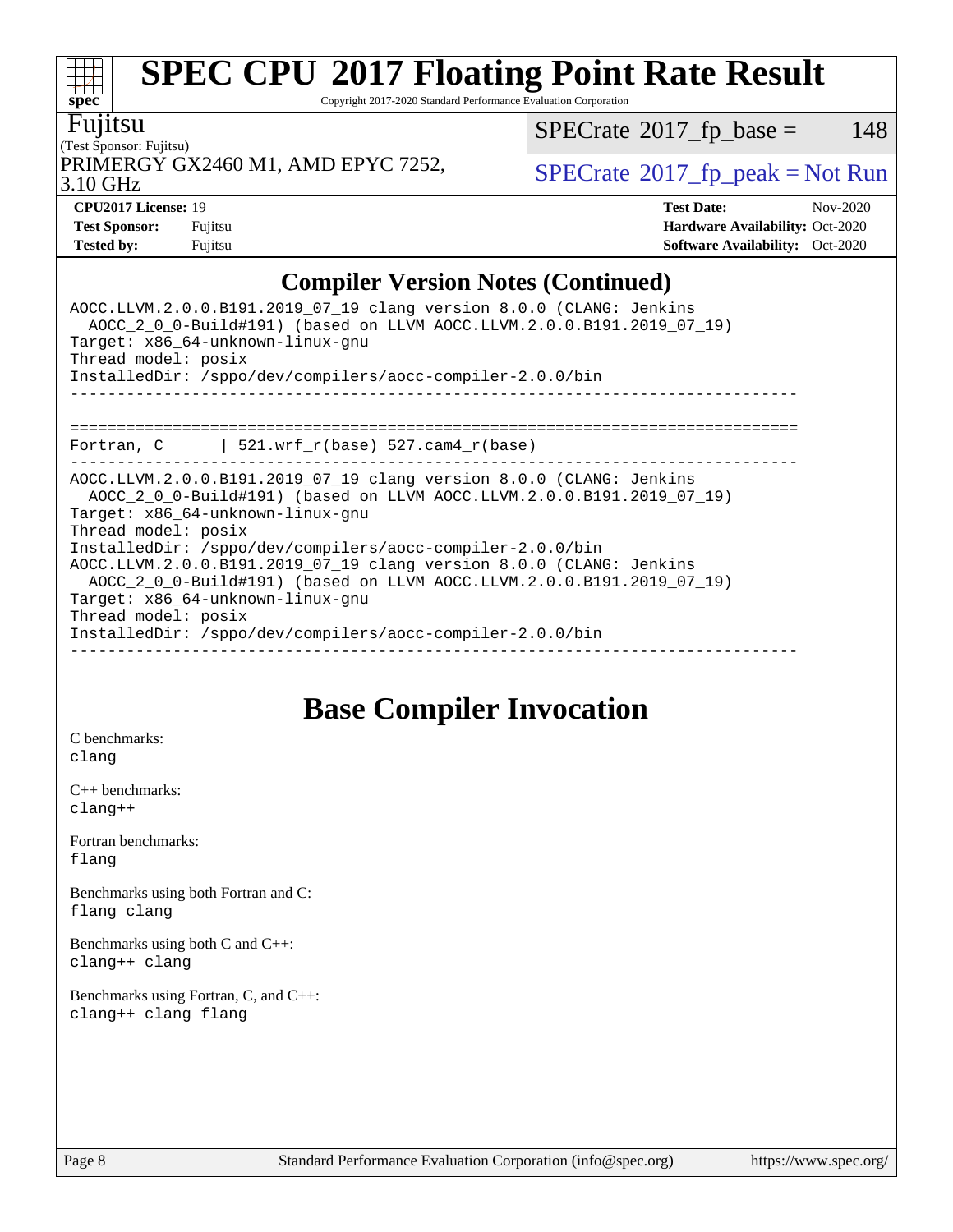## Compiler Version Notes (Continued)

```
AOCC.LLVM.2.0.0.B191.2019_07_19 clang version 8.0.0 (CLANG: Jenkins
  AOCC_2_0_0-Build#191) (based on LLVM AOCC.LLVM.2.0.0.B191.2019_07_19)
Target: x86_64-unknown-linux-gnu
Thread model: posix
InstalledDir: /sppo/dev/compilers/aocc-compiler-2.0.0/bin
------------------------------------------------------------------------------

==============================================================================
Fortran, C       | 521.wrf_r(base) 527.cam4_r(base)
------------------------------------------------------------------------------
AOCC.LLVM.2.0.0.B191.2019_07_19 clang version 8.0.0 (CLANG: Jenkins
  AOCC_2_0_0-Build#191) (based on LLVM AOCC.LLVM.2.0.0.B191.2019_07_19)
Target: x86_64-unknown-linux-gnu
Thread model: posix
InstalledDir: /sppo/dev/compilers/aocc-compiler-2.0.0/bin
AOCC.LLVM.2.0.0.B191.2019_07_19 clang version 8.0.0 (CLANG: Jenkins
  AOCC_2_0_0-Build#191) (based on LLVM AOCC.LLVM.2.0.0.B191.2019_07_19)
Target: x86_64-unknown-linux-gnu
Thread model: posix
InstalledDir: /sppo/dev/compilers/aocc-compiler-2.0.0/bin
------------------------------------------------------------------------------
```

## Base Compiler Invocation

C benchmarks:
clang

C++ benchmarks:
clang++

Fortran benchmarks:
flang

Benchmarks using both Fortran and C:
flang clang

Benchmarks using both C and C++:
clang++ clang

Benchmarks using Fortran, C, and C++:
clang++ clang flang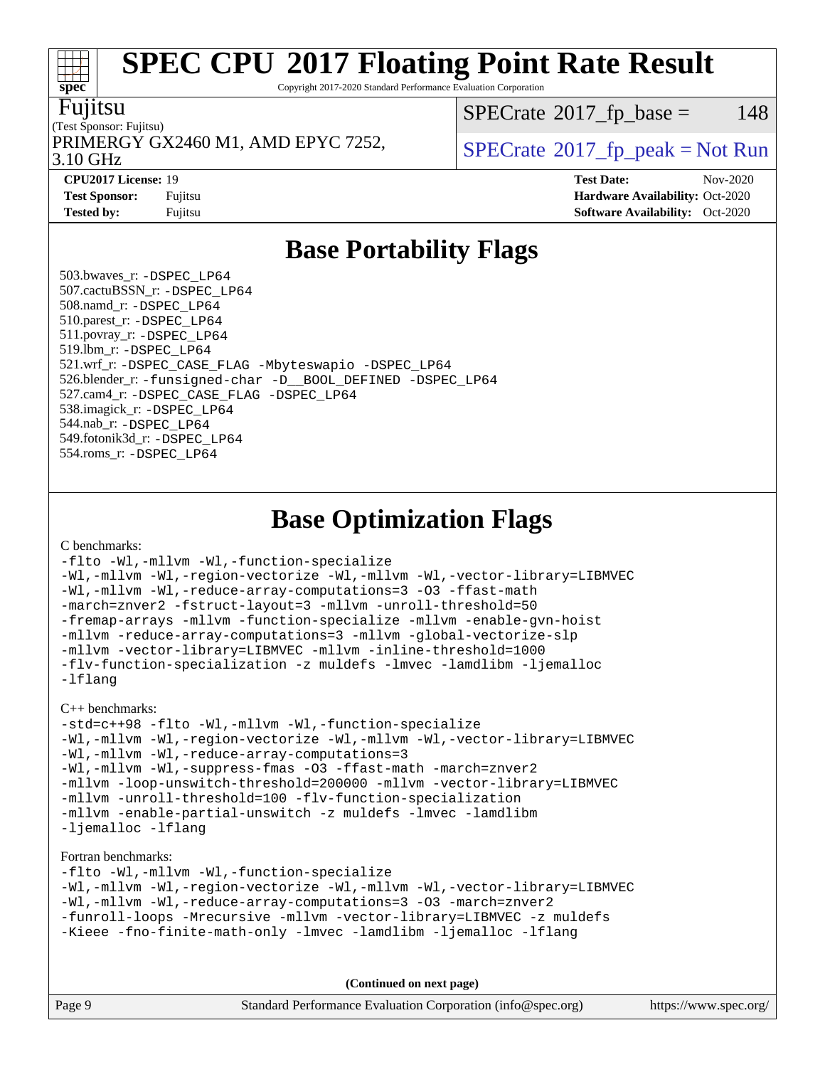# SPEC CPU 2017 Floating Point Rate Result

Copyright 2017-2020 Standard Performance Evaluation Corporation

**Fujitsu**

(Test Sponsor: Fujitsu)

PRIMERGY GX2460 M1, AMD EPYC 7252, 3.10 GHz

SPECrate 2017_fp_base = 148

SPECrate 2017_fp_peak = Not Run

**CPU2017 License:** 19
**Test Sponsor:** Fujitsu
**Tested by:** Fujitsu

**Test Date:** Nov-2020
**Hardware Availability:** Oct-2020
**Software Availability:** Oct-2020

## Base Portability Flags

503.bwaves_r: -DSPEC_LP64
507.cactuBSSN_r: -DSPEC_LP64
508.namd_r: -DSPEC_LP64
510.parest_r: -DSPEC_LP64
511.povray_r: -DSPEC_LP64
519.lbm_r: -DSPEC_LP64
521.wrf_r: -DSPEC_CASE_FLAG -Mbyteswapio -DSPEC_LP64
526.blender_r: -funsigned-char -D__BOOL_DEFINED -DSPEC_LP64
527.cam4_r: -DSPEC_CASE_FLAG -DSPEC_LP64
538.imagick_r: -DSPEC_LP64
544.nab_r: -DSPEC_LP64
549.fotonik3d_r: -DSPEC_LP64
554.roms_r: -DSPEC_LP64

## Base Optimization Flags

C benchmarks:

```
-flto -Wl,-mllvm -Wl,-function-specialize
-Wl,-mllvm -Wl,-region-vectorize -Wl,-mllvm -Wl,-vector-library=LIBMVEC
-Wl,-mllvm -Wl,-reduce-array-computations=3 -O3 -ffast-math
-march=znver2 -fstruct-layout=3 -mllvm -unroll-threshold=50
-fremap-arrays -mllvm -function-specialize -mllvm -enable-gvn-hoist
-mllvm -reduce-array-computations=3 -mllvm -global-vectorize-slp
-mllvm -vector-library=LIBMVEC -mllvm -inline-threshold=1000
-flv-function-specialization -z muldefs -lmvec -lamdlibm -ljemalloc
-lflang
```

C++ benchmarks:

```
-std=c++98 -flto -Wl,-mllvm -Wl,-function-specialize
-Wl,-mllvm -Wl,-region-vectorize -Wl,-mllvm -Wl,-vector-library=LIBMVEC
-Wl,-mllvm -Wl,-reduce-array-computations=3
-Wl,-mllvm -Wl,-suppress-fmas -O3 -ffast-math -march=znver2
-mllvm -loop-unswitch-threshold=200000 -mllvm -vector-library=LIBMVEC
-mllvm -unroll-threshold=100 -flv-function-specialization
-mllvm -enable-partial-unswitch -z muldefs -lmvec -lamdlibm
-ljemalloc -lflang
```

Fortran benchmarks:

```
-flto -Wl,-mllvm -Wl,-function-specialize
-Wl,-mllvm -Wl,-region-vectorize -Wl,-mllvm -Wl,-vector-library=LIBMVEC
-Wl,-mllvm -Wl,-reduce-array-computations=3 -O3 -march=znver2
-funroll-loops -Mrecursive -mllvm -vector-library=LIBMVEC -z muldefs
-Kieee -fno-finite-math-only -lmvec -lamdlibm -ljemalloc -lflang
```

**(Continued on next page)**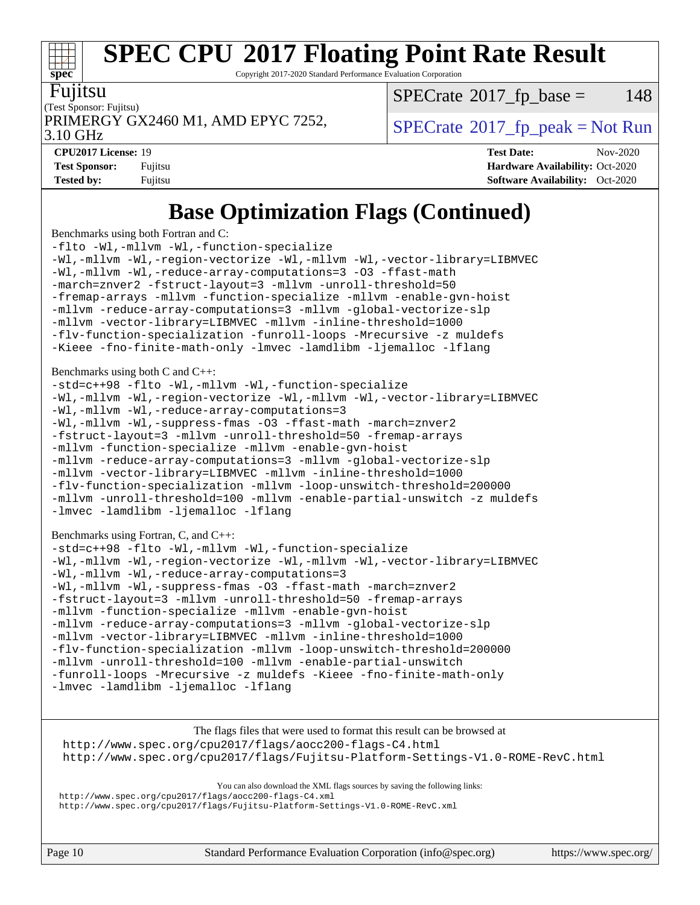# SPEC CPU 2017 Floating Point Rate Result

Copyright 2017-2020 Standard Performance Evaluation Corporation

Fujitsu

(Test Sponsor: Fujitsu)

PRIMERGY GX2460 M1, AMD EPYC 7252, 3.10 GHz

SPECrate 2017_fp_base = 148

SPECrate 2017_fp_peak = Not Run

| | | | |
|---|---|---|---|
| **CPU2017 License:** | 19 | **Test Date:** | Nov-2020 |
| **Test Sponsor:** | Fujitsu | **Hardware Availability:** | Oct-2020 |
| **Tested by:** | Fujitsu | **Software Availability:** | Oct-2020 |

## Base Optimization Flags (Continued)

Benchmarks using both Fortran and C:

```
-flto -Wl,-mllvm -Wl,-function-specialize
-Wl,-mllvm -Wl,-region-vectorize -Wl,-mllvm -Wl,-vector-library=LIBMVEC
-Wl,-mllvm -Wl,-reduce-array-computations=3 -O3 -ffast-math
-march=znver2 -fstruct-layout=3 -mllvm -unroll-threshold=50
-fremap-arrays -mllvm -function-specialize -mllvm -enable-gvn-hoist
-mllvm -reduce-array-computations=3 -mllvm -global-vectorize-slp
-mllvm -vector-library=LIBMVEC -mllvm -inline-threshold=1000
-flv-function-specialization -funroll-loops -Mrecursive -z muldefs
-Kieee -fno-finite-math-only -lmvec -lamdlibm -ljemalloc -lflang
```

Benchmarks using both C and C++:

```
-std=c++98 -flto -Wl,-mllvm -Wl,-function-specialize
-Wl,-mllvm -Wl,-region-vectorize -Wl,-mllvm -Wl,-vector-library=LIBMVEC
-Wl,-mllvm -Wl,-reduce-array-computations=3
-Wl,-mllvm -Wl,-suppress-fmas -O3 -ffast-math -march=znver2
-fstruct-layout=3 -mllvm -unroll-threshold=50 -fremap-arrays
-mllvm -function-specialize -mllvm -enable-gvn-hoist
-mllvm -reduce-array-computations=3 -mllvm -global-vectorize-slp
-mllvm -vector-library=LIBMVEC -mllvm -inline-threshold=1000
-flv-function-specialization -mllvm -loop-unswitch-threshold=200000
-mllvm -unroll-threshold=100 -mllvm -enable-partial-unswitch -z muldefs
-lmvec -lamdlibm -ljemalloc -lflang
```

Benchmarks using Fortran, C, and C++:

```
-std=c++98 -flto -Wl,-mllvm -Wl,-function-specialize
-Wl,-mllvm -Wl,-region-vectorize -Wl,-mllvm -Wl,-vector-library=LIBMVEC
-Wl,-mllvm -Wl,-reduce-array-computations=3
-Wl,-mllvm -Wl,-suppress-fmas -O3 -ffast-math -march=znver2
-fstruct-layout=3 -mllvm -unroll-threshold=50 -fremap-arrays
-mllvm -function-specialize -mllvm -enable-gvn-hoist
-mllvm -reduce-array-computations=3 -mllvm -global-vectorize-slp
-mllvm -vector-library=LIBMVEC -mllvm -inline-threshold=1000
-flv-function-specialization -mllvm -loop-unswitch-threshold=200000
-mllvm -unroll-threshold=100 -mllvm -enable-partial-unswitch
-funroll-loops -Mrecursive -z muldefs -Kieee -fno-finite-math-only
-lmvec -lamdlibm -ljemalloc -lflang
```

The flags files that were used to format this result can be browsed at

http://www.spec.org/cpu2017/flags/aocc200-flags-C4.html

http://www.spec.org/cpu2017/flags/Fujitsu-Platform-Settings-V1.0-ROME-RevC.html

You can also download the XML flags sources by saving the following links:

http://www.spec.org/cpu2017/flags/aocc200-flags-C4.xml

http://www.spec.org/cpu2017/flags/Fujitsu-Platform-Settings-V1.0-ROME-RevC.xml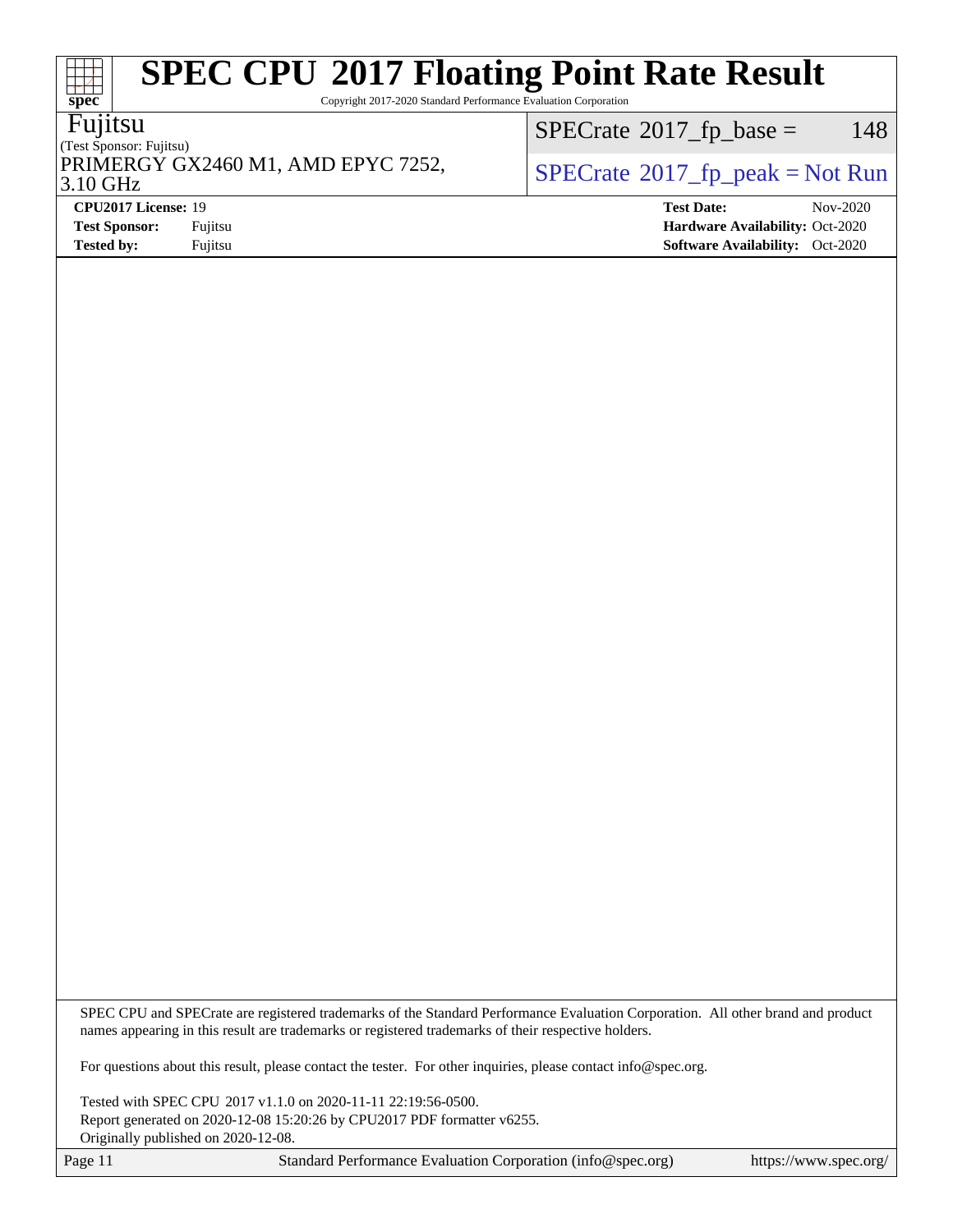SPEC CPU and SPECrate are registered trademarks of the Standard Performance Evaluation Corporation. All other brand and product names appearing in this result are trademarks or registered trademarks of their respective holders.

For questions about this result, please contact the tester. For other inquiries, please contact info@spec.org.

Tested with SPEC CPU 2017 v1.1.0 on 2020-11-11 22:19:56-0500.
Report generated on 2020-12-08 15:20:26 by CPU2017 PDF formatter v6255.
Originally published on 2020-12-08.